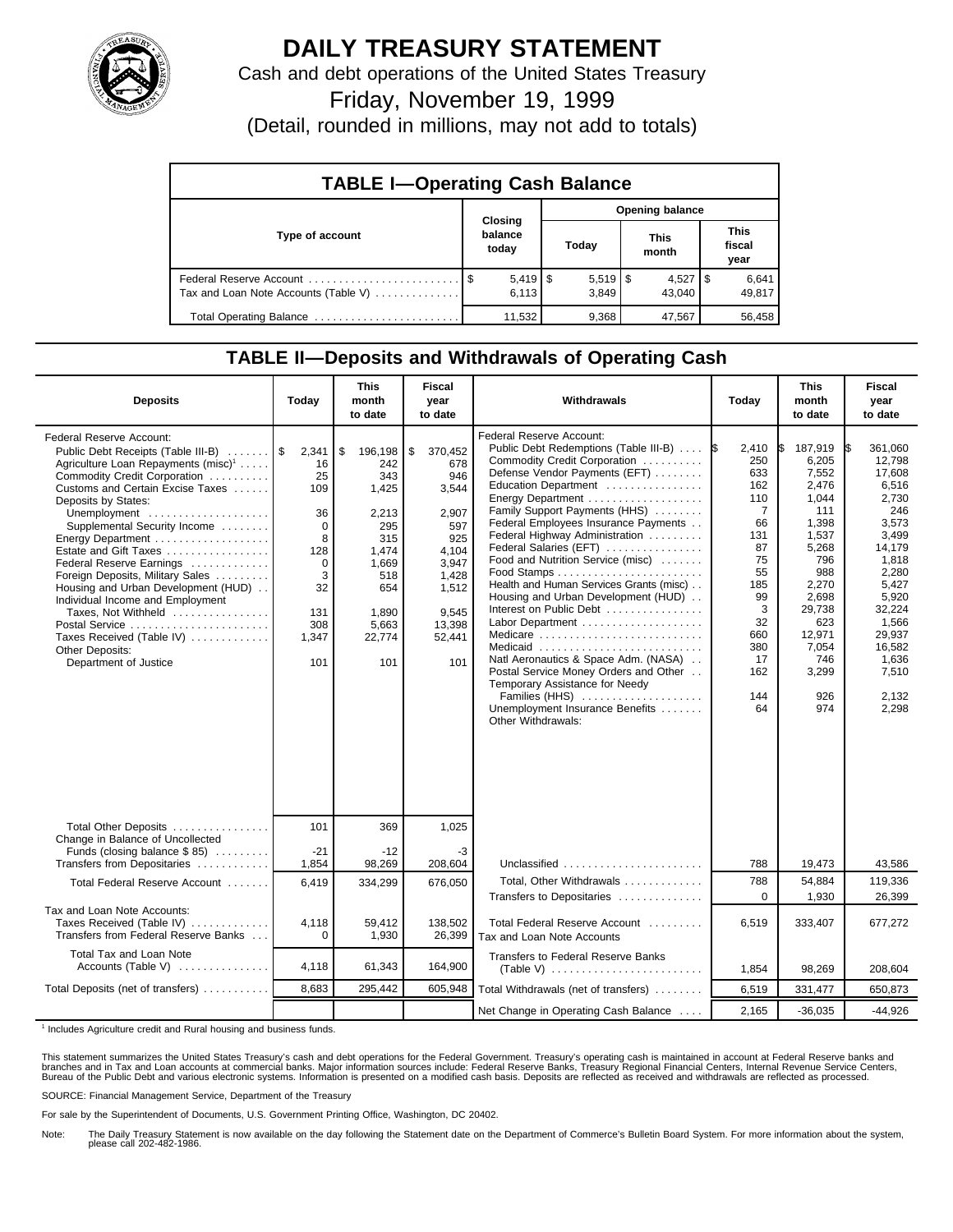# DAILY TREASURY STATEMENT

Cash and debt operations of the United States Treasury

Friday, November 19, 1999

(Detail, rounded in millions, may not add to totals)

## TABLE I—Operating Cash Balance

| Type of account | Closing balance today | Opening balance Today | Opening balance This month | Opening balance This fiscal year |
|---|---|---|---|---|
| Federal Reserve Account | $ 5,419 | $ 5,519 | $ 4,527 | $ 6,641 |
| Tax and Loan Note Accounts (Table V) | 6,113 | 3,849 | 43,040 | 49,817 |
| Total Operating Balance | 11,532 | 9,368 | 47,567 | 56,458 |

## TABLE II—Deposits and Withdrawals of Operating Cash

| Deposits | Today | This month to date | Fiscal year to date |
|---|---|---|---|
| Federal Reserve Account: | | | |
| Public Debt Receipts (Table III-B) | $ 2,341 | $ 196,198 | $ 370,452 |
| Agriculture Loan Repayments (misc)[1] | 16 | 242 | 678 |
| Commodity Credit Corporation | 25 | 343 | 946 |
| Customs and Certain Excise Taxes | 109 | 1,425 | 3,544 |
| Deposits by States: | | | |
| Unemployment | 36 | 2,213 | 2,907 |
| Supplemental Security Income | 0 | 295 | 597 |
| Energy Department | 8 | 315 | 925 |
| Estate and Gift Taxes | 128 | 1,474 | 4,104 |
| Federal Reserve Earnings | 0 | 1,669 | 3,947 |
| Foreign Deposits, Military Sales | 3 | 518 | 1,428 |
| Housing and Urban Development (HUD) | 32 | 654 | 1,512 |
| Individual Income and Employment Taxes, Not Withheld | 131 | 1,890 | 9,545 |
| Postal Service | 308 | 5,663 | 13,398 |
| Taxes Received (Table IV) | 1,347 | 22,774 | 52,441 |
| Other Deposits: | | | |
| Department of Justice | 101 | 101 | 101 |
| Total Other Deposits | 101 | 369 | 1,025 |
| Change in Balance of Uncollected Funds (closing balance $ 85) | -21 | -12 | -3 |
| Transfers from Depositaries | 1,854 | 98,269 | 208,604 |
| Total Federal Reserve Account | 6,419 | 334,299 | 676,050 |
| Tax and Loan Note Accounts: | | | |
| Taxes Received (Table IV) | 4,118 | 59,412 | 138,502 |
| Transfers from Federal Reserve Banks | 0 | 1,930 | 26,399 |
| Total Tax and Loan Note Accounts (Table V) | 4,118 | 61,343 | 164,900 |
| Total Deposits (net of transfers) | 8,683 | 295,442 | 605,948 |

| Withdrawals | Today | This month to date | Fiscal year to date |
|---|---|---|---|
| Federal Reserve Account: | | | |
| Public Debt Redemptions (Table III-B) | $ 2,410 | $ 187,919 | $ 361,060 |
| Commodity Credit Corporation | 250 | 6,205 | 12,798 |
| Defense Vendor Payments (EFT) | 633 | 7,552 | 17,608 |
| Education Department | 162 | 2,476 | 6,516 |
| Energy Department | 110 | 1,044 | 2,730 |
| Family Support Payments (HHS) | 7 | 111 | 246 |
| Federal Employees Insurance Payments | 66 | 1,398 | 3,573 |
| Federal Highway Administration | 131 | 1,537 | 3,499 |
| Federal Salaries (EFT) | 87 | 5,268 | 14,179 |
| Food and Nutrition Service (misc) | 75 | 796 | 1,818 |
| Food Stamps | 55 | 988 | 2,280 |
| Health and Human Services Grants (misc) | 185 | 2,270 | 5,427 |
| Housing and Urban Development (HUD) | 99 | 2,698 | 5,920 |
| Interest on Public Debt | 3 | 29,738 | 32,224 |
| Labor Department | 32 | 623 | 1,566 |
| Medicare | 660 | 12,971 | 29,937 |
| Medicaid | 380 | 7,054 | 16,582 |
| Natl Aeronautics & Space Adm. (NASA) | 17 | 746 | 1,636 |
| Postal Service Money Orders and Other | 162 | 3,299 | 7,510 |
| Temporary Assistance for Needy Families (HHS) | 144 | 926 | 2,132 |
| Unemployment Insurance Benefits | 64 | 974 | 2,298 |
| Other Withdrawals: | | | |
| Unclassified | 788 | 19,473 | 43,586 |
| Total, Other Withdrawals | 788 | 54,884 | 119,336 |
| Transfers to Depositaries | 0 | 1,930 | 26,399 |
| Total Federal Reserve Account | 6,519 | 333,407 | 677,272 |
| Tax and Loan Note Accounts | | | |
| Transfers to Federal Reserve Banks (Table V) | 1,854 | 98,269 | 208,604 |
| Total Withdrawals (net of transfers) | 6,519 | 331,477 | 650,873 |
| Net Change in Operating Cash Balance | 2,165 | -36,035 | -44,926 |

[1] Includes Agriculture credit and Rural housing and business funds.

This statement summarizes the United States Treasury's cash and debt operations for the Federal Government. Treasury's operating cash is maintained in account at Federal Reserve banks and branches and in Tax and Loan accounts at commercial banks. Major information sources include: Federal Reserve Banks, Treasury Regional Financial Centers, Internal Revenue Service Centers, Bureau of the Public Debt and various electronic systems. Information is presented on a modified cash basis. Deposits are reflected as received and withdrawals are reflected as processed.

SOURCE: Financial Management Service, Department of the Treasury

For sale by the Superintendent of Documents, U.S. Government Printing Office, Washington, DC 20402.

Note: The Daily Treasury Statement is now available on the day following the Statement date on the Department of Commerce's Bulletin Board System. For more information about the system, please call 202-482-1986.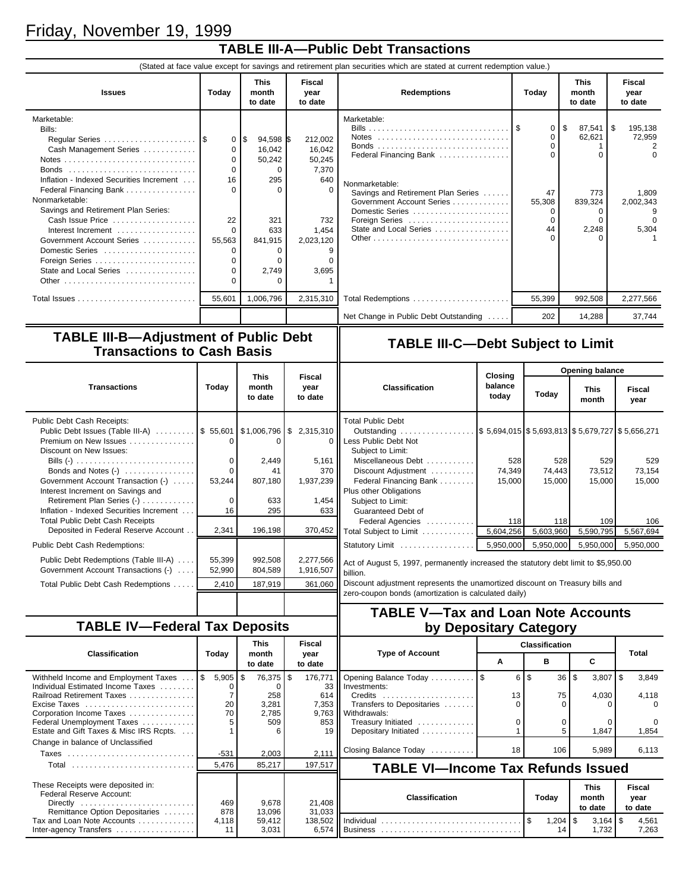Friday, November 19, 1999

## TABLE III-A—Public Debt Transactions

(Stated at face value except for savings and retirement plan securities which are stated at current redemption value.)

| Issues | Today | This month to date | Fiscal year to date |
|---|---|---|---|
| Marketable: | | | |
| Bills: | | | |
| Regular Series | $ 0 | $ 94,598 | $ 212,002 |
| Cash Management Series | 0 | 16,042 | 16,042 |
| Notes | 0 | 50,242 | 50,245 |
| Bonds | 0 | 0 | 7,370 |
| Inflation - Indexed Securities Increment | 16 | 295 | 640 |
| Federal Financing Bank | 0 | 0 | 0 |
| Nonmarketable: | | | |
| Savings and Retirement Plan Series: | | | |
| Cash Issue Price | 22 | 321 | 732 |
| Interest Increment | 0 | 633 | 1,454 |
| Government Account Series | 55,563 | 841,915 | 2,023,120 |
| Domestic Series | 0 | 0 | 9 |
| Foreign Series | 0 | 0 | 0 |
| State and Local Series | 0 | 2,749 | 3,695 |
| Other | 0 | 0 | 1 |
| Total Issues | 55,601 | 1,006,796 | 2,315,310 |

| Redemptions | Today | This month to date | Fiscal year to date |
|---|---|---|---|
| Marketable: | | | |
| Bills | $ 0 | $ 87,541 | $ 195,138 |
| Notes | 0 | 62,621 | 72,959 |
| Bonds | 0 | 1 | 2 |
| Federal Financing Bank | 0 | 0 | 0 |
| Nonmarketable: | | | |
| Savings and Retirement Plan Series | 47 | 773 | 1,809 |
| Government Account Series | 55,308 | 839,324 | 2,002,343 |
| Domestic Series | 0 | 0 | 9 |
| Foreign Series | 0 | 0 | 0 |
| State and Local Series | 44 | 2,248 | 5,304 |
| Other | 0 | 0 | 1 |
| Total Redemptions | 55,399 | 992,508 | 2,277,566 |
| Net Change in Public Debt Outstanding | 202 | 14,288 | 37,744 |

## TABLE III-B—Adjustment of Public Debt Transactions to Cash Basis

| Transactions | Today | This month to date | Fiscal year to date |
|---|---|---|---|
| Public Debt Cash Receipts: | | | |
| Public Debt Issues (Table III-A) | $ 55,601 | $1,006,796 | $ 2,315,310 |
| Premium on New Issues | 0 | 0 | 0 |
| Discount on New Issues: | | | |
| Bills (-) | 0 | 2,449 | 5,161 |
| Bonds and Notes (-) | 0 | 41 | 370 |
| Government Account Transaction (-) | 53,244 | 807,180 | 1,937,239 |
| Interest Increment on Savings and Retirement Plan Series (-) | 0 | 633 | 1,454 |
| Inflation - Indexed Securities Increment | 16 | 295 | 633 |
| Total Public Debt Cash Receipts Deposited in Federal Reserve Account | 2,341 | 196,198 | 370,452 |
| Public Debt Cash Redemptions: | | | |
| Public Debt Redemptions (Table III-A) | 55,399 | 992,508 | 2,277,566 |
| Government Account Transactions (-) | 52,990 | 804,589 | 1,916,507 |
| Total Public Debt Cash Redemptions | 2,410 | 187,919 | 361,060 |

## TABLE III-C—Debt Subject to Limit

| Classification | Closing balance today | Opening balance Today | Opening balance This month | Opening balance Fiscal year |
|---|---|---|---|---|
| Total Public Debt Outstanding | $ 5,694,015 | $ 5,693,813 | $ 5,679,727 | $ 5,656,271 |
| Less Public Debt Not Subject to Limit: | | | | |
| Miscellaneous Debt | 528 | 528 | 529 | 529 |
| Discount Adjustment | 74,349 | 74,443 | 73,512 | 73,154 |
| Federal Financing Bank | 15,000 | 15,000 | 15,000 | 15,000 |
| Plus other Obligations Subject to Limit: | | | | |
| Guaranteed Debt of Federal Agencies | 118 | 118 | 109 | 106 |
| Total Subject to Limit | 5,604,256 | 5,603,960 | 5,590,795 | 5,567,694 |
| Statutory Limit | 5,950,000 | 5,950,000 | 5,950,000 | 5,950,000 |

Act of August 5, 1997, permanently increased the statutory debt limit to $5,950.00 billion.

Discount adjustment represents the unamortized discount on Treasury bills and zero-coupon bonds (amortization is calculated daily)

## TABLE IV—Federal Tax Deposits

| Classification | Today | This month to date | Fiscal year to date |
|---|---|---|---|
| Withheld Income and Employment Taxes | $ 5,905 | $ 76,375 | $ 176,771 |
| Individual Estimated Income Taxes | 0 | 0 | 33 |
| Railroad Retirement Taxes | 7 | 258 | 614 |
| Excise Taxes | 20 | 3,281 | 7,353 |
| Corporation Income Taxes | 70 | 2,785 | 9,763 |
| Federal Unemployment Taxes | 5 | 509 | 853 |
| Estate and Gift Taxes & Misc IRS Rcpts. | 1 | 6 | 19 |
| Change in balance of Unclassified Taxes | -531 | 2,003 | 2,111 |
| Total | 5,476 | 85,217 | 197,517 |
| These Receipts were deposited in: | | | |
| Federal Reserve Account: | | | |
| Directly | 469 | 9,678 | 21,408 |
| Remittance Option Depositaries | 878 | 13,096 | 31,033 |
| Tax and Loan Note Accounts | 4,118 | 59,412 | 138,502 |
| Inter-agency Transfers | 11 | 3,031 | 6,574 |

## TABLE V—Tax and Loan Note Accounts by Depositary Category

| Type of Account | Classification A | Classification B | Classification C | Total |
|---|---|---|---|---|
| Opening Balance Today | $ 6 | $ 36 | $ 3,807 | $ 3,849 |
| Investments: | | | | |
| Credits | 13 | 75 | 4,030 | 4,118 |
| Transfers to Depositaries | 0 | 0 | 0 | 0 |
| Withdrawals: | | | | |
| Treasury Initiated | 0 | 0 | 0 | 0 |
| Depositary Initiated | 1 | 5 | 1,847 | 1,854 |
| Closing Balance Today | 18 | 106 | 5,989 | 6,113 |

## TABLE VI—Income Tax Refunds Issued

| Classification | Today | This month to date | Fiscal year to date |
|---|---|---|---|
| Individual | $ 1,204 | $ 3,164 | $ 4,561 |
| Business | 14 | 1,732 | 7,263 |